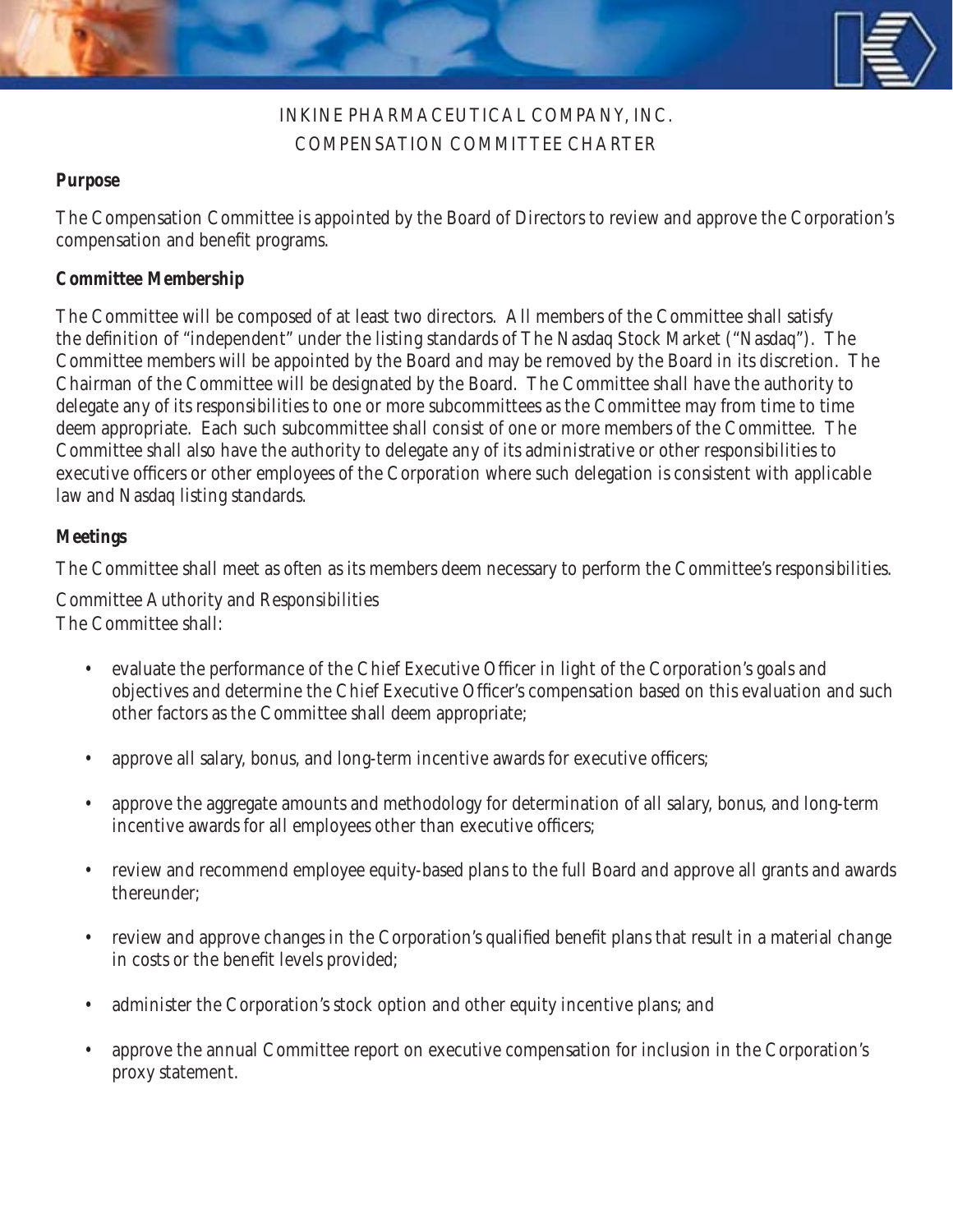# INKINE PHARMACEUTICAL COMPANY, INC.
## COMPENSATION COMMITTEE CHARTER

**Purpose**

The Compensation Committee is appointed by the Board of Directors to review and approve the Corporation's compensation and benefit programs.

**Committee Membership**

The Committee will be composed of at least two directors. All members of the Committee shall satisfy the definition of "independent" under the listing standards of The Nasdaq Stock Market ("Nasdaq"). The Committee members will be appointed by the Board and may be removed by the Board in its discretion. The Chairman of the Committee will be designated by the Board. The Committee shall have the authority to delegate any of its responsibilities to one or more subcommittees as the Committee may from time to time deem appropriate. Each such subcommittee shall consist of one or more members of the Committee. The Committee shall also have the authority to delegate any of its administrative or other responsibilities to executive officers or other employees of the Corporation where such delegation is consistent with applicable law and Nasdaq listing standards.

**Meetings**

The Committee shall meet as often as its members deem necessary to perform the Committee's responsibilities.

Committee Authority and Responsibilities

The Committee shall:

- evaluate the performance of the Chief Executive Officer in light of the Corporation's goals and objectives and determine the Chief Executive Officer's compensation based on this evaluation and such other factors as the Committee shall deem appropriate;
- approve all salary, bonus, and long-term incentive awards for executive officers;
- approve the aggregate amounts and methodology for determination of all salary, bonus, and long-term incentive awards for all employees other than executive officers;
- review and recommend employee equity-based plans to the full Board and approve all grants and awards thereunder;
- review and approve changes in the Corporation's qualified benefit plans that result in a material change in costs or the benefit levels provided;
- administer the Corporation's stock option and other equity incentive plans; and
- approve the annual Committee report on executive compensation for inclusion in the Corporation's proxy statement.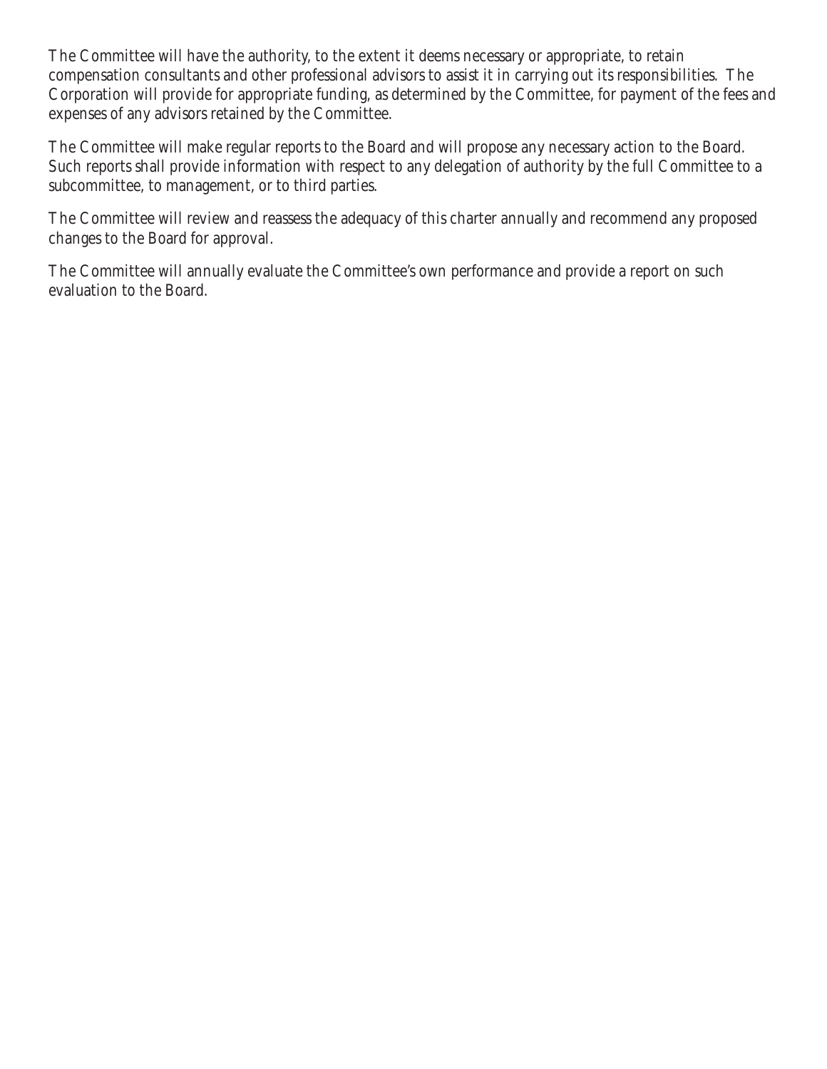The Committee will have the authority, to the extent it deems necessary or appropriate, to retain compensation consultants and other professional advisors to assist it in carrying out its responsibilities. The Corporation will provide for appropriate funding, as determined by the Committee, for payment of the fees and expenses of any advisors retained by the Committee.

The Committee will make regular reports to the Board and will propose any necessary action to the Board. Such reports shall provide information with respect to any delegation of authority by the full Committee to a subcommittee, to management, or to third parties.

The Committee will review and reassess the adequacy of this charter annually and recommend any proposed changes to the Board for approval.

The Committee will annually evaluate the Committee's own performance and provide a report on such evaluation to the Board.